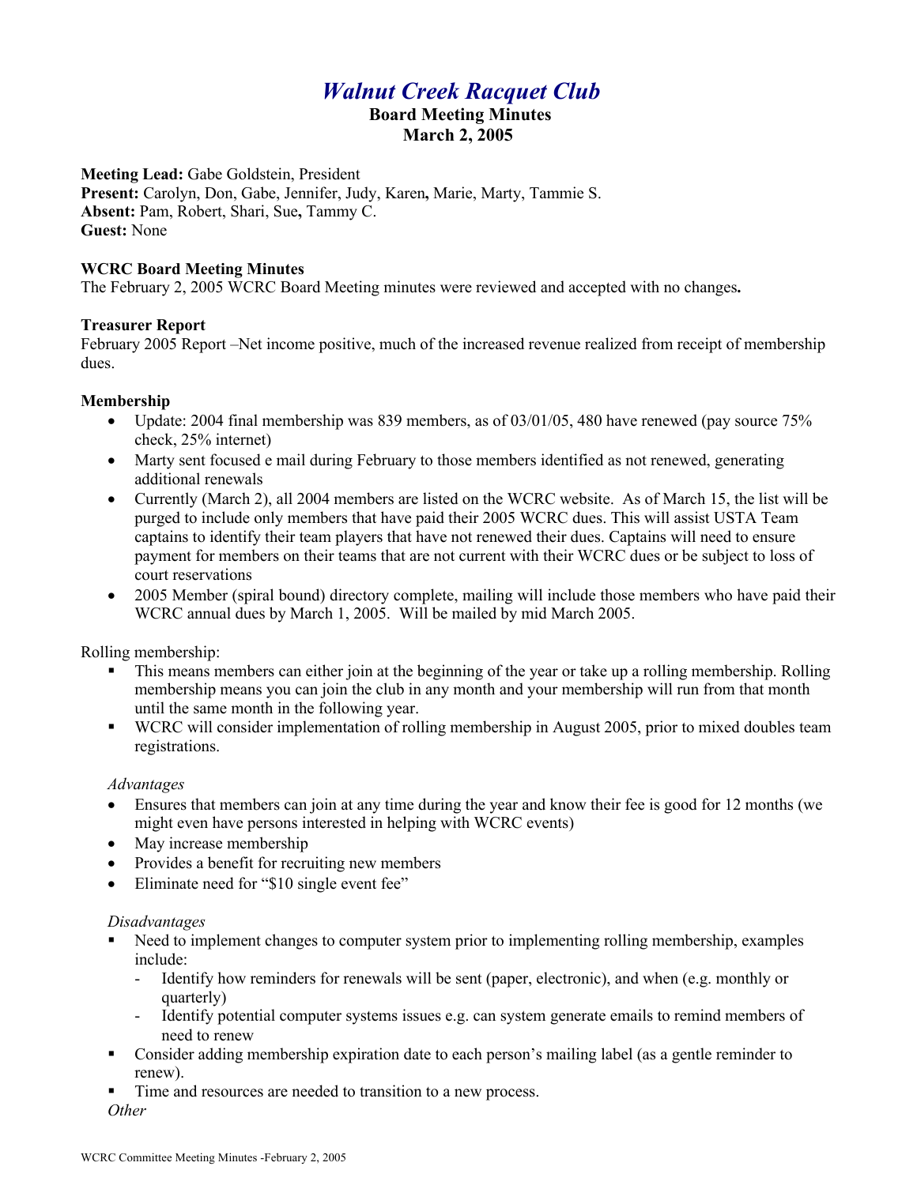# *Walnut Creek Racquet Club*

## Board Meeting Minutes
## March 2, 2005

**Meeting Lead:** Gabe Goldstein, President
**Present:** Carolyn, Don, Gabe, Jennifer, Judy, Karen**,** Marie, Marty, Tammie S.
**Absent:** Pam, Robert, Shari, Sue**,** Tammy C.
**Guest:** None

### WCRC Board Meeting Minutes

The February 2, 2005 WCRC Board Meeting minutes were reviewed and accepted with no changes**.**

### Treasurer Report

February 2005 Report –Net income positive, much of the increased revenue realized from receipt of membership dues.

### Membership

- Update: 2004 final membership was 839 members, as of 03/01/05, 480 have renewed (pay source 75% check, 25% internet)
- Marty sent focused e mail during February to those members identified as not renewed, generating additional renewals
- Currently (March 2), all 2004 members are listed on the WCRC website. As of March 15, the list will be purged to include only members that have paid their 2005 WCRC dues. This will assist USTA Team captains to identify their team players that have not renewed their dues. Captains will need to ensure payment for members on their teams that are not current with their WCRC dues or be subject to loss of court reservations
- 2005 Member (spiral bound) directory complete, mailing will include those members who have paid their WCRC annual dues by March 1, 2005. Will be mailed by mid March 2005.

Rolling membership:

- This means members can either join at the beginning of the year or take up a rolling membership. Rolling membership means you can join the club in any month and your membership will run from that month until the same month in the following year.
- WCRC will consider implementation of rolling membership in August 2005, prior to mixed doubles team registrations.

*Advantages*

- Ensures that members can join at any time during the year and know their fee is good for 12 months (we might even have persons interested in helping with WCRC events)
- May increase membership
- Provides a benefit for recruiting new members
- Eliminate need for "$10 single event fee"

*Disadvantages*

- Need to implement changes to computer system prior to implementing rolling membership, examples include:
  - Identify how reminders for renewals will be sent (paper, electronic), and when (e.g. monthly or quarterly)
  - Identify potential computer systems issues e.g. can system generate emails to remind members of need to renew
- Consider adding membership expiration date to each person's mailing label (as a gentle reminder to renew).
- Time and resources are needed to transition to a new process.

*Other*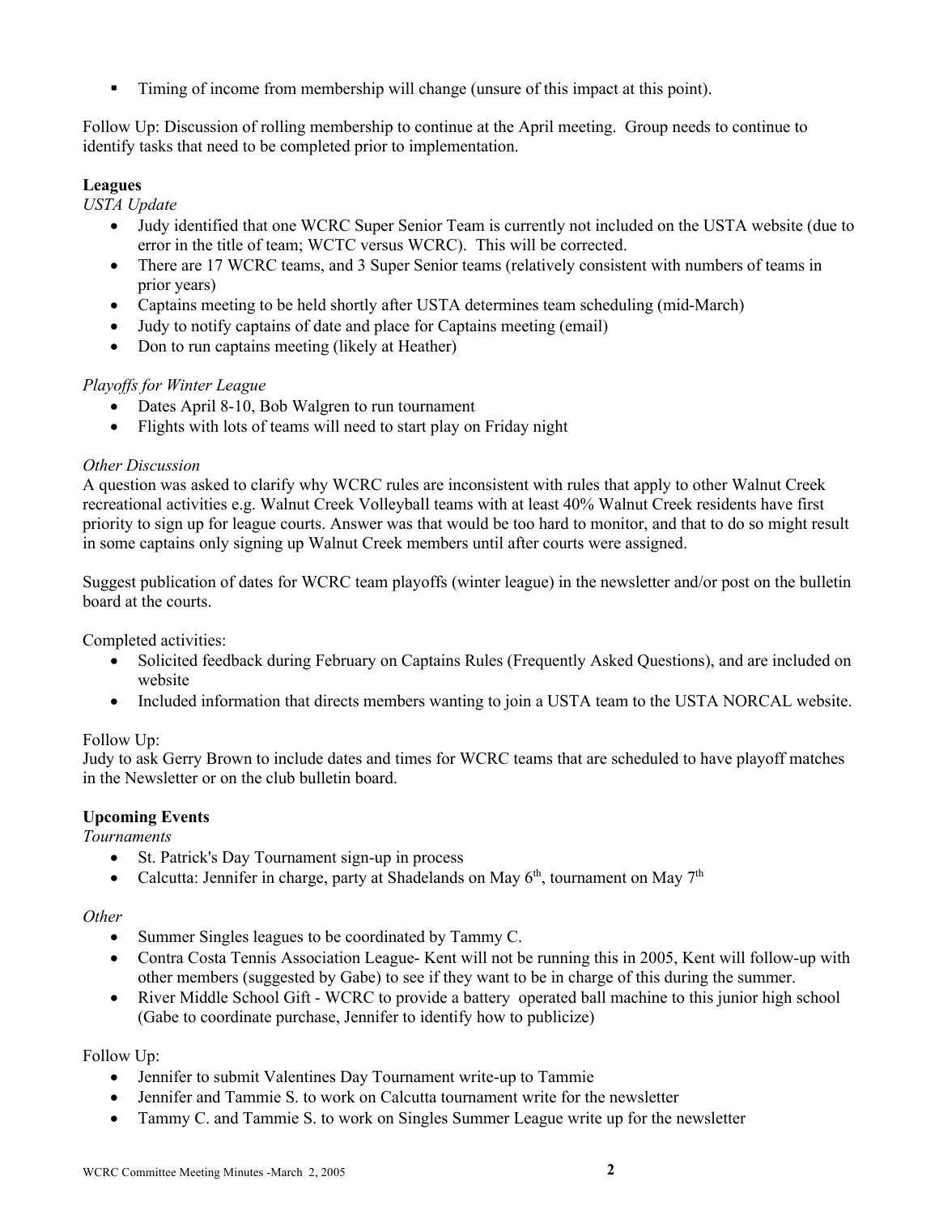- Timing of income from membership will change (unsure of this impact at this point).

Follow Up: Discussion of rolling membership to continue at the April meeting. Group needs to continue to identify tasks that need to be completed prior to implementation.

**Leagues**

*USTA Update*

- Judy identified that one WCRC Super Senior Team is currently not included on the USTA website (due to error in the title of team; WCTC versus WCRC). This will be corrected.
- There are 17 WCRC teams, and 3 Super Senior teams (relatively consistent with numbers of teams in prior years)
- Captains meeting to be held shortly after USTA determines team scheduling (mid-March)
- Judy to notify captains of date and place for Captains meeting (email)
- Don to run captains meeting (likely at Heather)

*Playoffs for Winter League*

- Dates April 8-10, Bob Walgren to run tournament
- Flights with lots of teams will need to start play on Friday night

*Other Discussion*

A question was asked to clarify why WCRC rules are inconsistent with rules that apply to other Walnut Creek recreational activities e.g. Walnut Creek Volleyball teams with at least 40% Walnut Creek residents have first priority to sign up for league courts. Answer was that would be too hard to monitor, and that to do so might result in some captains only signing up Walnut Creek members until after courts were assigned.

Suggest publication of dates for WCRC team playoffs (winter league) in the newsletter and/or post on the bulletin board at the courts.

Completed activities:

- Solicited feedback during February on Captains Rules (Frequently Asked Questions), and are included on website
- Included information that directs members wanting to join a USTA team to the USTA NORCAL website.

Follow Up:
Judy to ask Gerry Brown to include dates and times for WCRC teams that are scheduled to have playoff matches in the Newsletter or on the club bulletin board.

**Upcoming Events**

*Tournaments*

- St. Patrick's Day Tournament sign-up in process
- Calcutta: Jennifer in charge, party at Shadelands on May 6th, tournament on May 7th

*Other*

- Summer Singles leagues to be coordinated by Tammy C.
- Contra Costa Tennis Association League- Kent will not be running this in 2005, Kent will follow-up with other members (suggested by Gabe) to see if they want to be in charge of this during the summer.
- River Middle School Gift - WCRC to provide a battery operated ball machine to this junior high school (Gabe to coordinate purchase, Jennifer to identify how to publicize)

Follow Up:

- Jennifer to submit Valentines Day Tournament write-up to Tammie
- Jennifer and Tammie S. to work on Calcutta tournament write for the newsletter
- Tammy C. and Tammie S. to work on Singles Summer League write up for the newsletter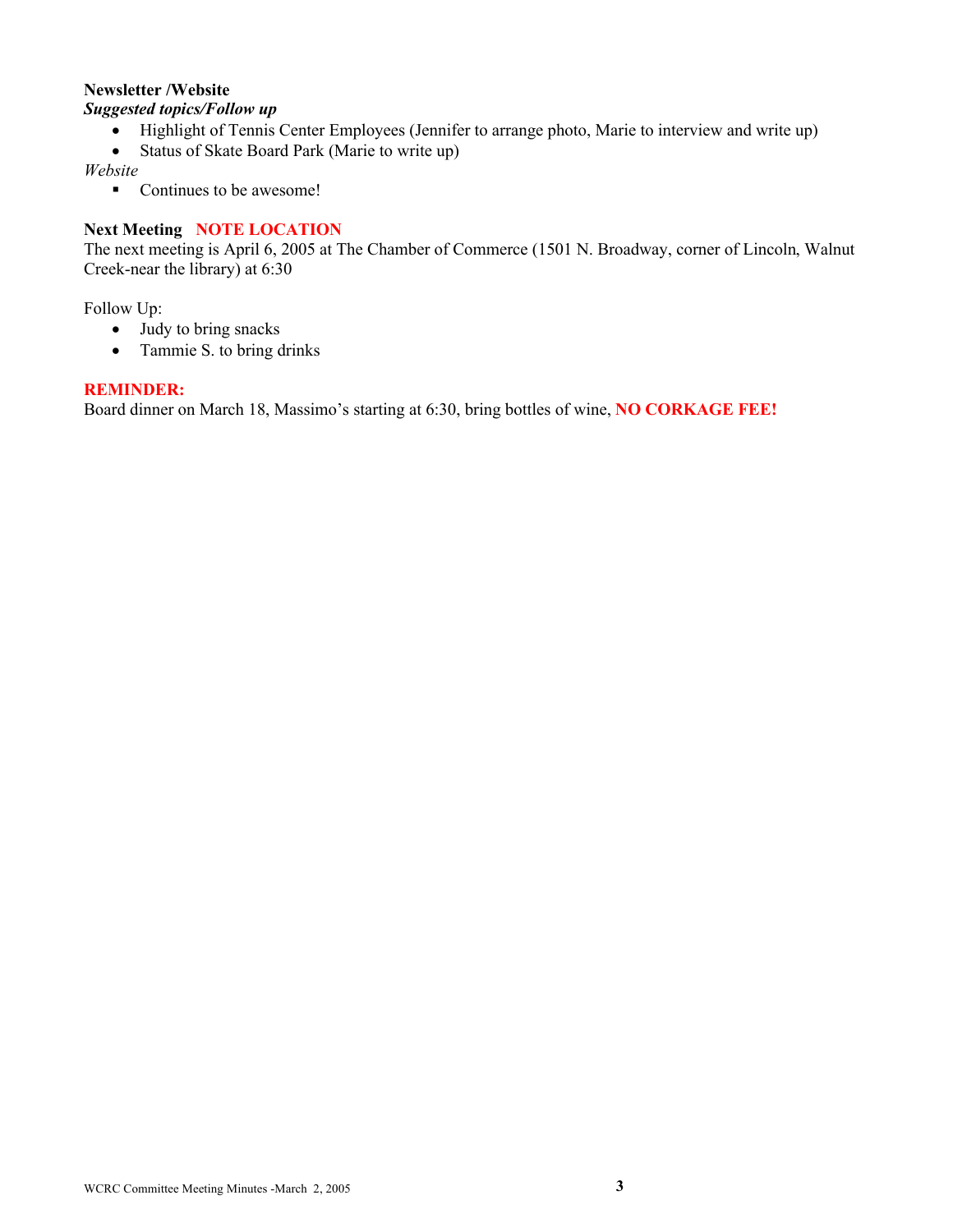**Newsletter /Website**

***Suggested topics/Follow up***

- Highlight of Tennis Center Employees (Jennifer to arrange photo, Marie to interview and write up)
- Status of Skate Board Park (Marie to write up)

*Website*

- Continues to be awesome!

**Next Meeting** **NOTE LOCATION**

The next meeting is April 6, 2005 at The Chamber of Commerce (1501 N. Broadway, corner of Lincoln, Walnut Creek-near the library) at 6:30

Follow Up:

- Judy to bring snacks
- Tammie S. to bring drinks

**REMINDER:**

Board dinner on March 18, Massimo's starting at 6:30, bring bottles of wine, **NO CORKAGE FEE!**